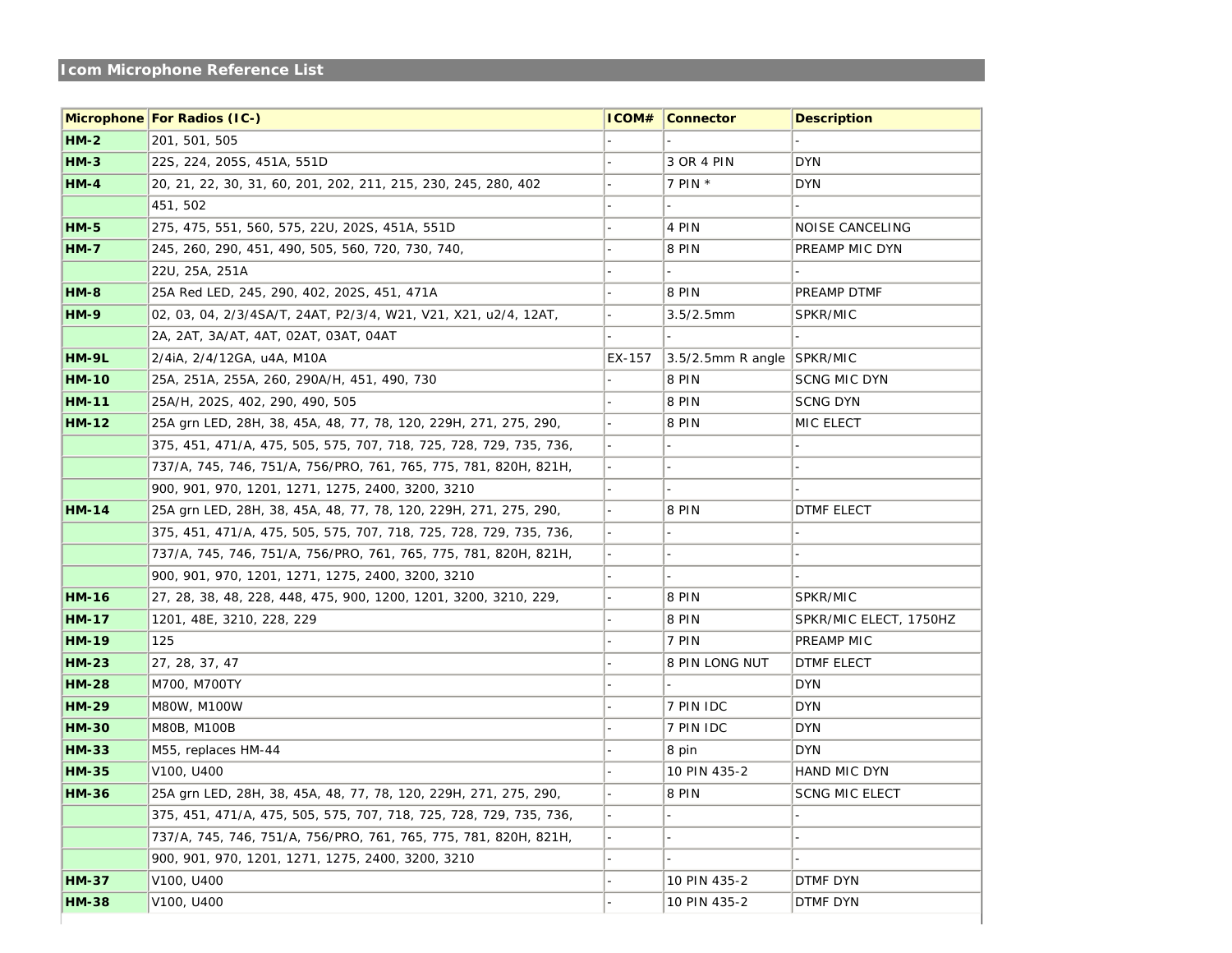## Icom Microphone Reference List

| Microphone | For Radios (IC-) | ICOM# | Connector | Description |
|---|---|---|---|---|
| **HM-2** | 201, 501, 505 | - | - | - |
| **HM-3** | 22S, 224, 205S, 451A, 551D | - | 3 OR 4 PIN | DYN |
| **HM-4** | 20, 21, 22, 30, 31, 60, 201, 202, 211, 215, 230, 245, 280, 402 | - | 7 PIN * | DYN |
| | 451, 502 | - | - | - |
| **HM-5** | 275, 475, 551, 560, 575, 22U, 202S, 451A, 551D | - | 4 PIN | NOISE CANCELING |
| **HM-7** | 245, 260, 290, 451, 490, 505, 560, 720, 730, 740, | - | 8 PIN | PREAMP MIC DYN |
| | 22U, 25A, 251A | - | - | - |
| **HM-8** | 25A Red LED, 245, 290, 402, 202S, 451, 471A | - | 8 PIN | PREAMP DTMF |
| **HM-9** | 02, 03, 04, 2/3/4SA/T, 24AT, P2/3/4, W21, V21, X21, u2/4, 12AT, | - | 3.5/2.5mm | SPKR/MIC |
| | 2A, 2AT, 3A/AT, 4AT, 02AT, 03AT, 04AT | - | - | - |
| **HM-9L** | 2/4iA, 2/4/12GA, u4A, M10A | EX-157 | 3.5/2.5mm R angle | SPKR/MIC |
| **HM-10** | 25A, 251A, 255A, 260, 290A/H, 451, 490, 730 | - | 8 PIN | SCNG MIC DYN |
| **HM-11** | 25A/H, 202S, 402, 290, 490, 505 | - | 8 PIN | SCNG DYN |
| **HM-12** | 25A grn LED, 28H, 38, 45A, 48, 77, 78, 120, 229H, 271, 275, 290, | - | 8 PIN | MIC ELECT |
| | 375, 451, 471/A, 475, 505, 575, 707, 718, 725, 728, 729, 735, 736, | - | - | - |
| | 737/A, 745, 746, 751/A, 756/PRO, 761, 765, 775, 781, 820H, 821H, | - | - | - |
| | 900, 901, 970, 1201, 1271, 1275, 2400, 3200, 3210 | - | - | - |
| **HM-14** | 25A grn LED, 28H, 38, 45A, 48, 77, 78, 120, 229H, 271, 275, 290, | - | 8 PIN | DTMF ELECT |
| | 375, 451, 471/A, 475, 505, 575, 707, 718, 725, 728, 729, 735, 736, | - | - | - |
| | 737/A, 745, 746, 751/A, 756/PRO, 761, 765, 775, 781, 820H, 821H, | - | - | - |
| | 900, 901, 970, 1201, 1271, 1275, 2400, 3200, 3210 | - | - | - |
| **HM-16** | 27, 28, 38, 48, 228, 448, 475, 900, 1200, 1201, 3200, 3210, 229, | - | 8 PIN | SPKR/MIC |
| **HM-17** | 1201, 48E, 3210, 228, 229 | - | 8 PIN | SPKR/MIC ELECT, 1750HZ |
| **HM-19** | 125 | - | 7 PIN | PREAMP MIC |
| **HM-23** | 27, 28, 37, 47 | - | 8 PIN LONG NUT | DTMF ELECT |
| **HM-28** | M700, M700TY | - | - | DYN |
| **HM-29** | M80W, M100W | - | 7 PIN IDC | DYN |
| **HM-30** | M80B, M100B | - | 7 PIN IDC | DYN |
| **HM-33** | M55, replaces HM-44 | - | 8 pin | DYN |
| **HM-35** | V100, U400 | - | 10 PIN 435-2 | HAND MIC DYN |
| **HM-36** | 25A grn LED, 28H, 38, 45A, 48, 77, 78, 120, 229H, 271, 275, 290, | - | 8 PIN | SCNG MIC ELECT |
| | 375, 451, 471/A, 475, 505, 575, 707, 718, 725, 728, 729, 735, 736, | - | - | - |
| | 737/A, 745, 746, 751/A, 756/PRO, 761, 765, 775, 781, 820H, 821H, | - | - | - |
| | 900, 901, 970, 1201, 1271, 1275, 2400, 3200, 3210 | - | - | - |
| **HM-37** | V100, U400 | - | 10 PIN 435-2 | DTMF DYN |
| **HM-38** | V100, U400 | - | 10 PIN 435-2 | DTMF DYN |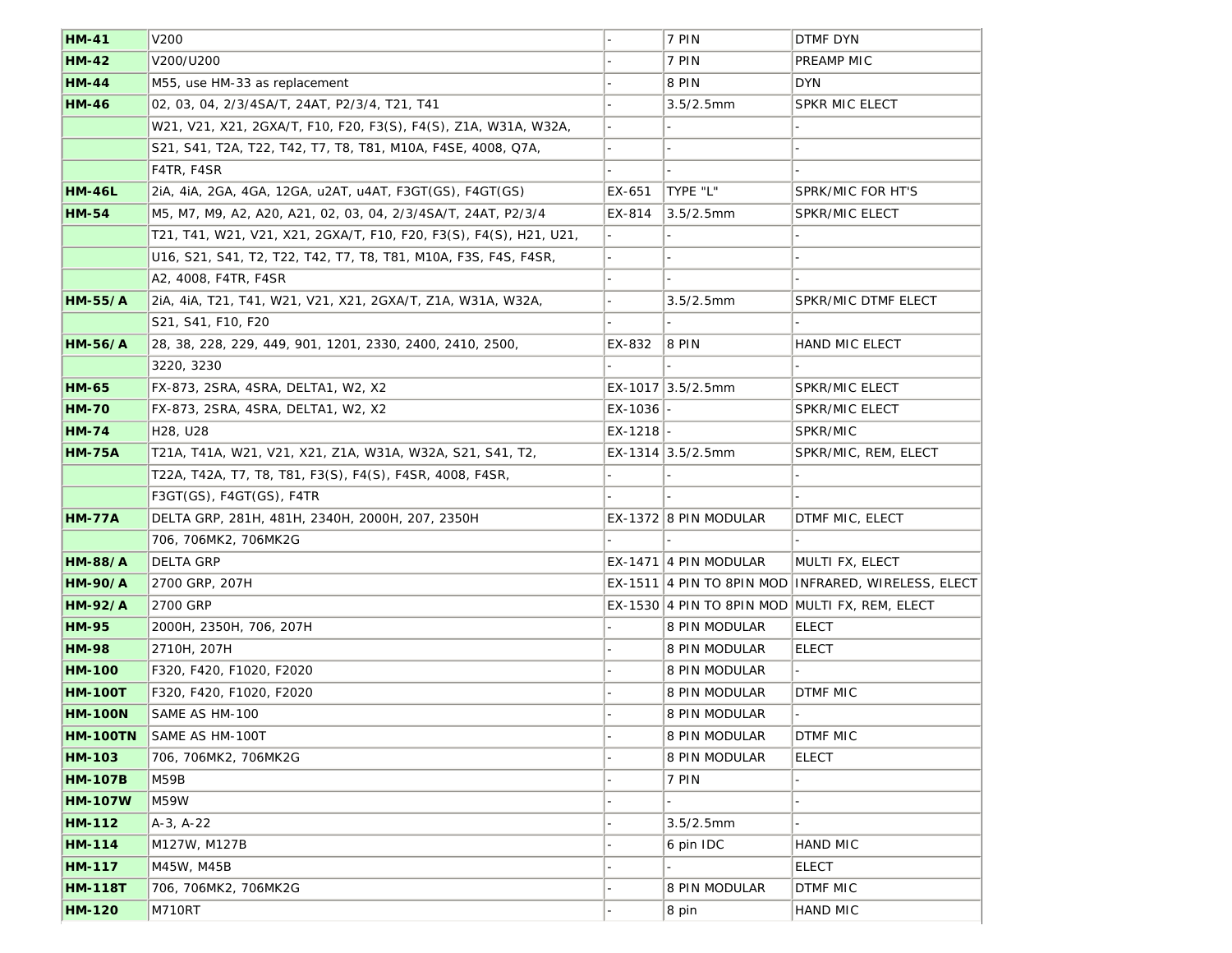| | | | | |
|---|---|---|---|---|
| **HM-41** | V200 | - | 7 PIN | DTMF DYN |
| **HM-42** | V200/U200 | - | 7 PIN | PREAMP MIC |
| **HM-44** | M55, use HM-33 as replacement | - | 8 PIN | DYN |
| **HM-46** | 02, 03, 04, 2/3/4SA/T, 24AT, P2/3/4, T21, T41 | - | 3.5/2.5mm | SPKR MIC ELECT |
| | W21, V21, X21, 2GXA/T, F10, F20, F3(S), F4(S), Z1A, W31A, W32A, | - | - | - |
| | S21, S41, T2A, T22, T42, T7, T8, T81, M10A, F4SE, 4008, Q7A, | - | - | - |
| | F4TR, F4SR | - | - | - |
| **HM-46L** | 2iA, 4iA, 2GA, 4GA, 12GA, u2AT, u4AT, F3GT(GS), F4GT(GS) | EX-651 | TYPE "L" | SPRK/MIC FOR HT'S |
| **HM-54** | M5, M7, M9, A2, A20, A21, 02, 03, 04, 2/3/4SA/T, 24AT, P2/3/4 | EX-814 | 3.5/2.5mm | SPKR/MIC ELECT |
| | T21, T41, W21, V21, X21, 2GXA/T, F10, F20, F3(S), F4(S), H21, U21, | - | - | - |
| | U16, S21, S41, T2, T22, T42, T7, T8, T81, M10A, F3S, F4S, F4SR, | - | - | - |
| | A2, 4008, F4TR, F4SR | - | - | - |
| **HM-55/A** | 2iA, 4iA, T21, T41, W21, V21, X21, 2GXA/T, Z1A, W31A, W32A, | - | 3.5/2.5mm | SPKR/MIC DTMF ELECT |
| | S21, S41, F10, F20 | - | - | - |
| **HM-56/A** | 28, 38, 228, 229, 449, 901, 1201, 2330, 2400, 2410, 2500, | EX-832 | 8 PIN | HAND MIC ELECT |
| | 3220, 3230 | - | - | - |
| **HM-65** | FX-873, 2SRA, 4SRA, DELTA1, W2, X2 | EX-1017 | 3.5/2.5mm | SPKR/MIC ELECT |
| **HM-70** | FX-873, 2SRA, 4SRA, DELTA1, W2, X2 | EX-1036 | - | SPKR/MIC ELECT |
| **HM-74** | H28, U28 | EX-1218 | - | SPKR/MIC |
| **HM-75A** | T21A, T41A, W21, V21, X21, Z1A, W31A, W32A, S21, S41, T2, | EX-1314 | 3.5/2.5mm | SPKR/MIC, REM, ELECT |
| | T22A, T42A, T7, T8, T81, F3(S), F4(S), F4SR, 4008, F4SR, | - | - | - |
| | F3GT(GS), F4GT(GS), F4TR | - | - | - |
| **HM-77A** | DELTA GRP, 281H, 481H, 2340H, 2000H, 207, 2350H | EX-1372 | 8 PIN MODULAR | DTMF MIC, ELECT |
| | 706, 706MK2, 706MK2G | - | - | - |
| **HM-88/A** | DELTA GRP | EX-1471 | 4 PIN MODULAR | MULTI FX, ELECT |
| **HM-90/A** | 2700 GRP, 207H | EX-1511 | 4 PIN TO 8PIN MOD | INFRARED, WIRELESS, ELECT |
| **HM-92/A** | 2700 GRP | EX-1530 | 4 PIN TO 8PIN MOD | MULTI FX, REM, ELECT |
| **HM-95** | 2000H, 2350H, 706, 207H | - | 8 PIN MODULAR | ELECT |
| **HM-98** | 2710H, 207H | - | 8 PIN MODULAR | ELECT |
| **HM-100** | F320, F420, F1020, F2020 | - | 8 PIN MODULAR | - |
| **HM-100T** | F320, F420, F1020, F2020 | - | 8 PIN MODULAR | DTMF MIC |
| **HM-100N** | SAME AS HM-100 | - | 8 PIN MODULAR | - |
| **HM-100TN** | SAME AS HM-100T | - | 8 PIN MODULAR | DTMF MIC |
| **HM-103** | 706, 706MK2, 706MK2G | - | 8 PIN MODULAR | ELECT |
| **HM-107B** | M59B | - | 7 PIN | - |
| **HM-107W** | M59W | - | - | - |
| **HM-112** | A-3, A-22 | - | 3.5/2.5mm | - |
| **HM-114** | M127W, M127B | - | 6 pin IDC | HAND MIC |
| **HM-117** | M45W, M45B | - | - | ELECT |
| **HM-118T** | 706, 706MK2, 706MK2G | - | 8 PIN MODULAR | DTMF MIC |
| **HM-120** | M710RT | - | 8 pin | HAND MIC |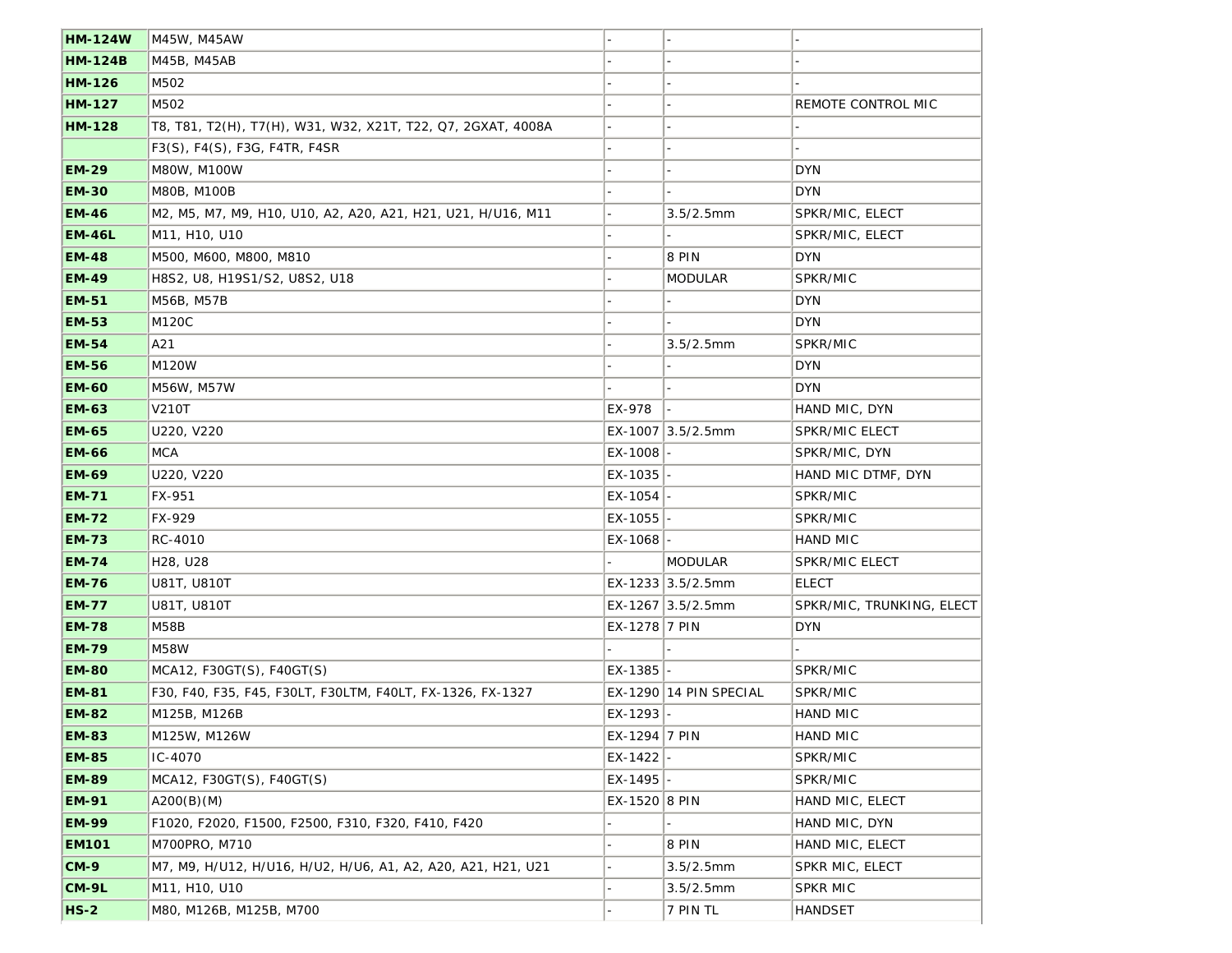| | | | | |
|---|---|---|---|---|
| **HM-124W** | M45W, M45AW | - | - | - |
| **HM-124B** | M45B, M45AB | - | - | - |
| **HM-126** | M502 | - | - | - |
| **HM-127** | M502 | - | - | REMOTE CONTROL MIC |
| **HM-128** | T8, T81, T2(H), T7(H), W31, W32, X21T, T22, Q7, 2GXAT, 4008A | - | - | - |
| | F3(S), F4(S), F3G, F4TR, F4SR | - | - | - |
| **EM-29** | M80W, M100W | - | - | DYN |
| **EM-30** | M80B, M100B | - | - | DYN |
| **EM-46** | M2, M5, M7, M9, H10, U10, A2, A20, A21, H21, U21, H/U16, M11 | - | 3.5/2.5mm | SPKR/MIC, ELECT |
| **EM-46L** | M11, H10, U10 | - | - | SPKR/MIC, ELECT |
| **EM-48** | M500, M600, M800, M810 | - | 8 PIN | DYN |
| **EM-49** | H8S2, U8, H19S1/S2, U8S2, U18 | - | MODULAR | SPKR/MIC |
| **EM-51** | M56B, M57B | - | - | DYN |
| **EM-53** | M120C | - | - | DYN |
| **EM-54** | A21 | - | 3.5/2.5mm | SPKR/MIC |
| **EM-56** | M120W | - | - | DYN |
| **EM-60** | M56W, M57W | - | - | DYN |
| **EM-63** | V210T | EX-978 | - | HAND MIC, DYN |
| **EM-65** | U220, V220 | EX-1007 | 3.5/2.5mm | SPKR/MIC ELECT |
| **EM-66** | MCA | EX-1008 | - | SPKR/MIC, DYN |
| **EM-69** | U220, V220 | EX-1035 | - | HAND MIC DTMF, DYN |
| **EM-71** | FX-951 | EX-1054 | - | SPKR/MIC |
| **EM-72** | FX-929 | EX-1055 | - | SPKR/MIC |
| **EM-73** | RC-4010 | EX-1068 | - | HAND MIC |
| **EM-74** | H28, U28 | - | MODULAR | SPKR/MIC ELECT |
| **EM-76** | U81T, U810T | EX-1233 | 3.5/2.5mm | ELECT |
| **EM-77** | U81T, U810T | EX-1267 | 3.5/2.5mm | SPKR/MIC, TRUNKING, ELECT |
| **EM-78** | M58B | EX-1278 | 7 PIN | DYN |
| **EM-79** | M58W | - | - | - |
| **EM-80** | MCA12, F30GT(S), F40GT(S) | EX-1385 | - | SPKR/MIC |
| **EM-81** | F30, F40, F35, F45, F30LT, F30LTM, F40LT, FX-1326, FX-1327 | EX-1290 | 14 PIN SPECIAL | SPKR/MIC |
| **EM-82** | M125B, M126B | EX-1293 | - | HAND MIC |
| **EM-83** | M125W, M126W | EX-1294 | 7 PIN | HAND MIC |
| **EM-85** | IC-4070 | EX-1422 | - | SPKR/MIC |
| **EM-89** | MCA12, F30GT(S), F40GT(S) | EX-1495 | - | SPKR/MIC |
| **EM-91** | A200(B)(M) | EX-1520 | 8 PIN | HAND MIC, ELECT |
| **EM-99** | F1020, F2020, F1500, F2500, F310, F320, F410, F420 | - | - | HAND MIC, DYN |
| **EM101** | M700PRO, M710 | - | 8 PIN | HAND MIC, ELECT |
| **CM-9** | M7, M9, H/U12, H/U16, H/U2, H/U6, A1, A2, A20, A21, H21, U21 | - | 3.5/2.5mm | SPKR MIC, ELECT |
| **CM-9L** | M11, H10, U10 | - | 3.5/2.5mm | SPKR MIC |
| **HS-2** | M80, M126B, M125B, M700 | - | 7 PIN TL | HANDSET |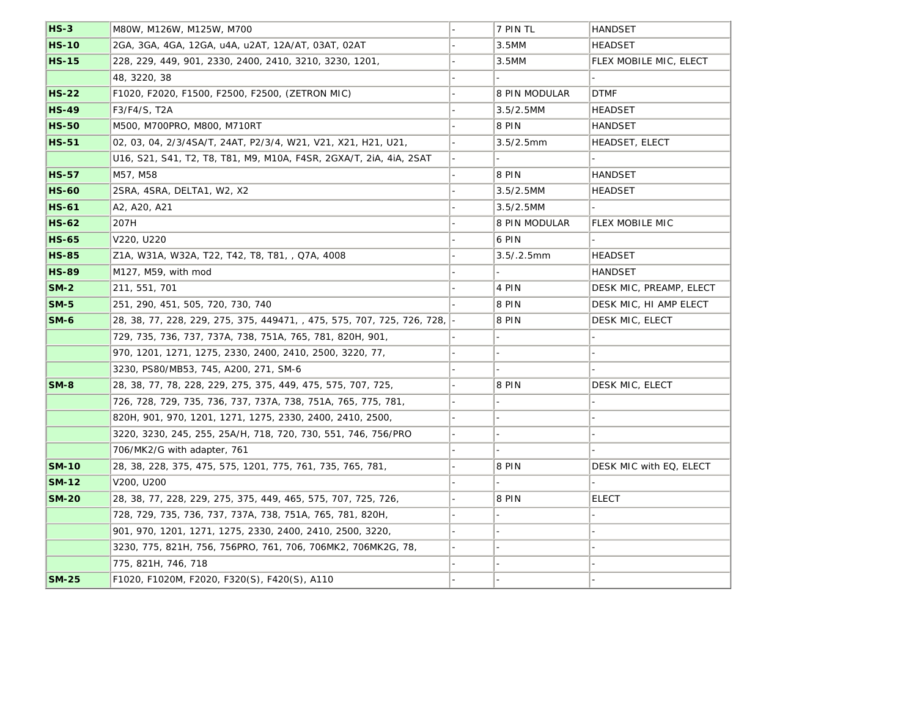| | | | | |
|---|---|---|---|---|
| **HS-3** | M80W, M126W, M125W, M700 | - | 7 PIN TL | HANDSET |
| **HS-10** | 2GA, 3GA, 4GA, 12GA, u4A, u2AT, 12A/AT, 03AT, 02AT | - | 3.5MM | HEADSET |
| **HS-15** | 228, 229, 449, 901, 2330, 2400, 2410, 3210, 3230, 1201, | - | 3.5MM | FLEX MOBILE MIC, ELECT |
| | 48, 3220, 38 | - | - | - |
| **HS-22** | F1020, F2020, F1500, F2500, F2500, (ZETRON MIC) | - | 8 PIN MODULAR | DTMF |
| **HS-49** | F3/F4/S, T2A | - | 3.5/2.5MM | HEADSET |
| **HS-50** | M500, M700PRO, M800, M710RT | - | 8 PIN | HANDSET |
| **HS-51** | 02, 03, 04, 2/3/4SA/T, 24AT, P2/3/4, W21, V21, X21, H21, U21, | - | 3.5/2.5mm | HEADSET, ELECT |
| | U16, S21, S41, T2, T8, T81, M9, M10A, F4SR, 2GXA/T, 2iA, 4iA, 2SAT | - | - | - |
| **HS-57** | M57, M58 | - | 8 PIN | HANDSET |
| **HS-60** | 2SRA, 4SRA, DELTA1, W2, X2 | - | 3.5/2.5MM | HEADSET |
| **HS-61** | A2, A20, A21 | - | 3.5/2.5MM | - |
| **HS-62** | 207H | - | 8 PIN MODULAR | FLEX MOBILE MIC |
| **HS-65** | V220, U220 | - | 6 PIN | - |
| **HS-85** | Z1A, W31A, W32A, T22, T42, T8, T81, , Q7A, 4008 | - | 3.5/.2.5mm | HEADSET |
| **HS-89** | M127, M59, with mod | - | - | HANDSET |
| **SM-2** | 211, 551, 701 | - | 4 PIN | DESK MIC, PREAMP, ELECT |
| **SM-5** | 251, 290, 451, 505, 720, 730, 740 | - | 8 PIN | DESK MIC, HI AMP ELECT |
| **SM-6** | 28, 38, 77, 228, 229, 275, 375, 449471, , 475, 575, 707, 725, 726, 728, | - | 8 PIN | DESK MIC, ELECT |
| | 729, 735, 736, 737, 737A, 738, 751A, 765, 781, 820H, 901, | - | - | - |
| | 970, 1201, 1271, 1275, 2330, 2400, 2410, 2500, 3220, 77, | - | - | - |
| | 3230, PS80/MB53, 745, A200, 271, SM-6 | - | - | - |
| **SM-8** | 28, 38, 77, 78, 228, 229, 275, 375, 449, 475, 575, 707, 725, | - | 8 PIN | DESK MIC, ELECT |
| | 726, 728, 729, 735, 736, 737, 737A, 738, 751A, 765, 775, 781, | - | - | - |
| | 820H, 901, 970, 1201, 1271, 1275, 2330, 2400, 2410, 2500, | - | - | - |
| | 3220, 3230, 245, 255, 25A/H, 718, 720, 730, 551, 746, 756/PRO | - | - | - |
| | 706/MK2/G with adapter, 761 | - | - | - |
| **SM-10** | 28, 38, 228, 375, 475, 575, 1201, 775, 761, 735, 765, 781, | - | 8 PIN | DESK MIC with EQ, ELECT |
| **SM-12** | V200, U200 | - | - | - |
| **SM-20** | 28, 38, 77, 228, 229, 275, 375, 449, 465, 575, 707, 725, 726, | - | 8 PIN | ELECT |
| | 728, 729, 735, 736, 737, 737A, 738, 751A, 765, 781, 820H, | - | - | - |
| | 901, 970, 1201, 1271, 1275, 2330, 2400, 2410, 2500, 3220, | - | - | - |
| | 3230, 775, 821H, 756, 756PRO, 761, 706, 706MK2, 706MK2G, 78, | - | - | - |
| | 775, 821H, 746, 718 | - | - | - |
| **SM-25** | F1020, F1020M, F2020, F320(S), F420(S), A110 | - | - | - |